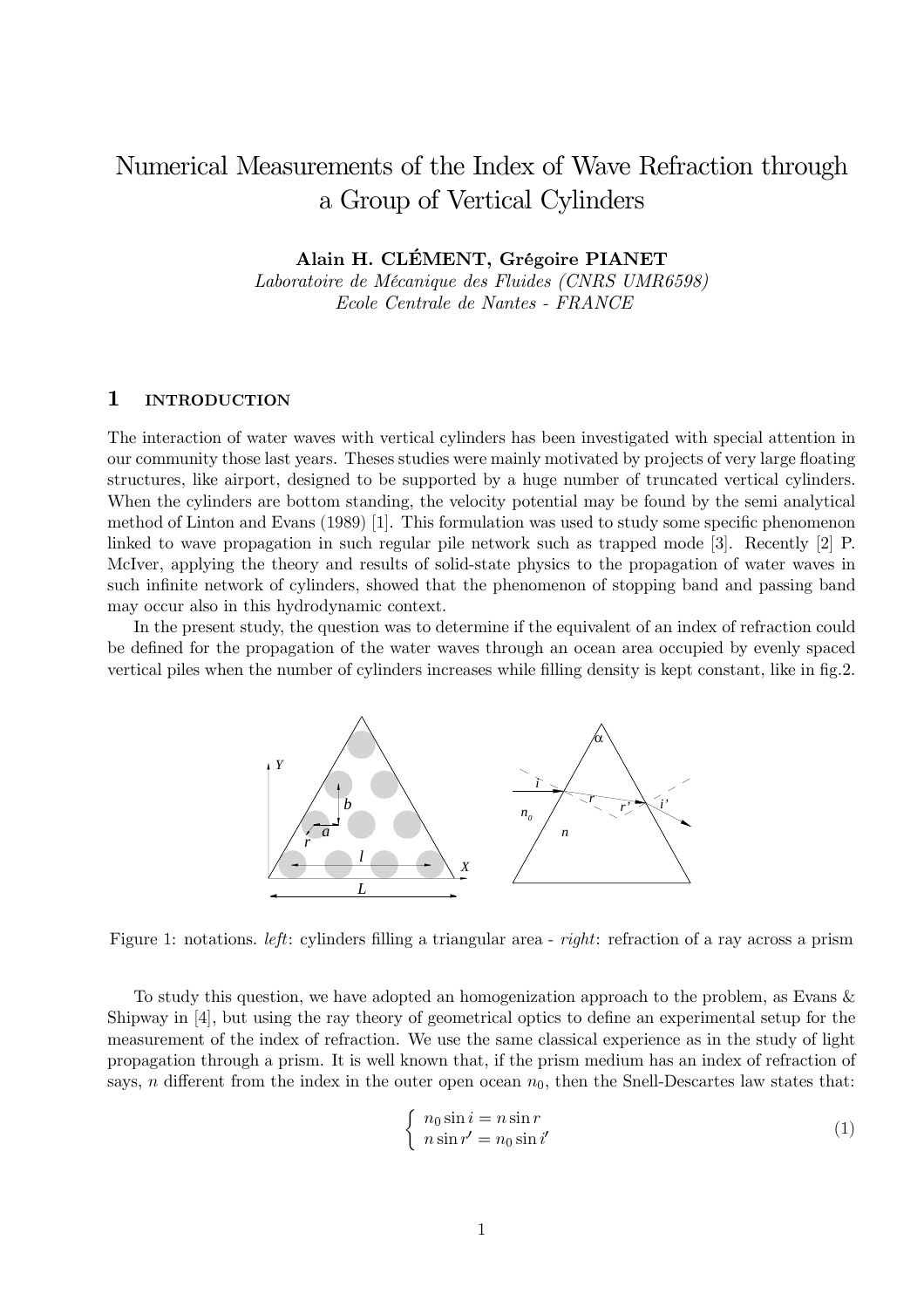# Numerical Measurements of the Index of Wave Refraction through a Group of Vertical Cylinders

**Alain H. CLÉMENT, Grégoire PIANET**

*Laboratoire de Mécanique des Fluides (CNRS UMR6598)*
*Ecole Centrale de Nantes - FRANCE*

## 1 INTRODUCTION

The interaction of water waves with vertical cylinders has been investigated with special attention in our community those last years. Theses studies were mainly motivated by projects of very large floating structures, like airport, designed to be supported by a huge number of truncated vertical cylinders. When the cylinders are bottom standing, the velocity potential may be found by the semi analytical method of Linton and Evans (1989) [1]. This formulation was used to study some specific phenomenon linked to wave propagation in such regular pile network such as trapped mode [3]. Recently [2] P. McIver, applying the theory and results of solid-state physics to the propagation of water waves in such infinite network of cylinders, showed that the phenomenon of stopping band and passing band may occur also in this hydrodynamic context.

In the present study, the question was to determine if the equivalent of an index of refraction could be defined for the propagation of the water waves through an ocean area occupied by evenly spaced vertical piles when the number of cylinders increases while filling density is kept constant, like in fig.2.

Figure 1: notations. *left*: cylinders filling a triangular area - *right*: refraction of a ray across a prism

To study this question, we have adopted an homogenization approach to the problem, as Evans & Shipway in [4], but using the ray theory of geometrical optics to define an experimental setup for the measurement of the index of refraction. We use the same classical experience as in the study of light propagation through a prism. It is well known that, if the prism medium has an index of refraction of says, $n$ different from the index in the outer open ocean $n_0$, then the Snell-Descartes law states that:

$$\left\{ \begin{array}{l} n_0 \sin i = n \sin r \\ n \sin r' = n_0 \sin i' \end{array} \right. \tag{1}$$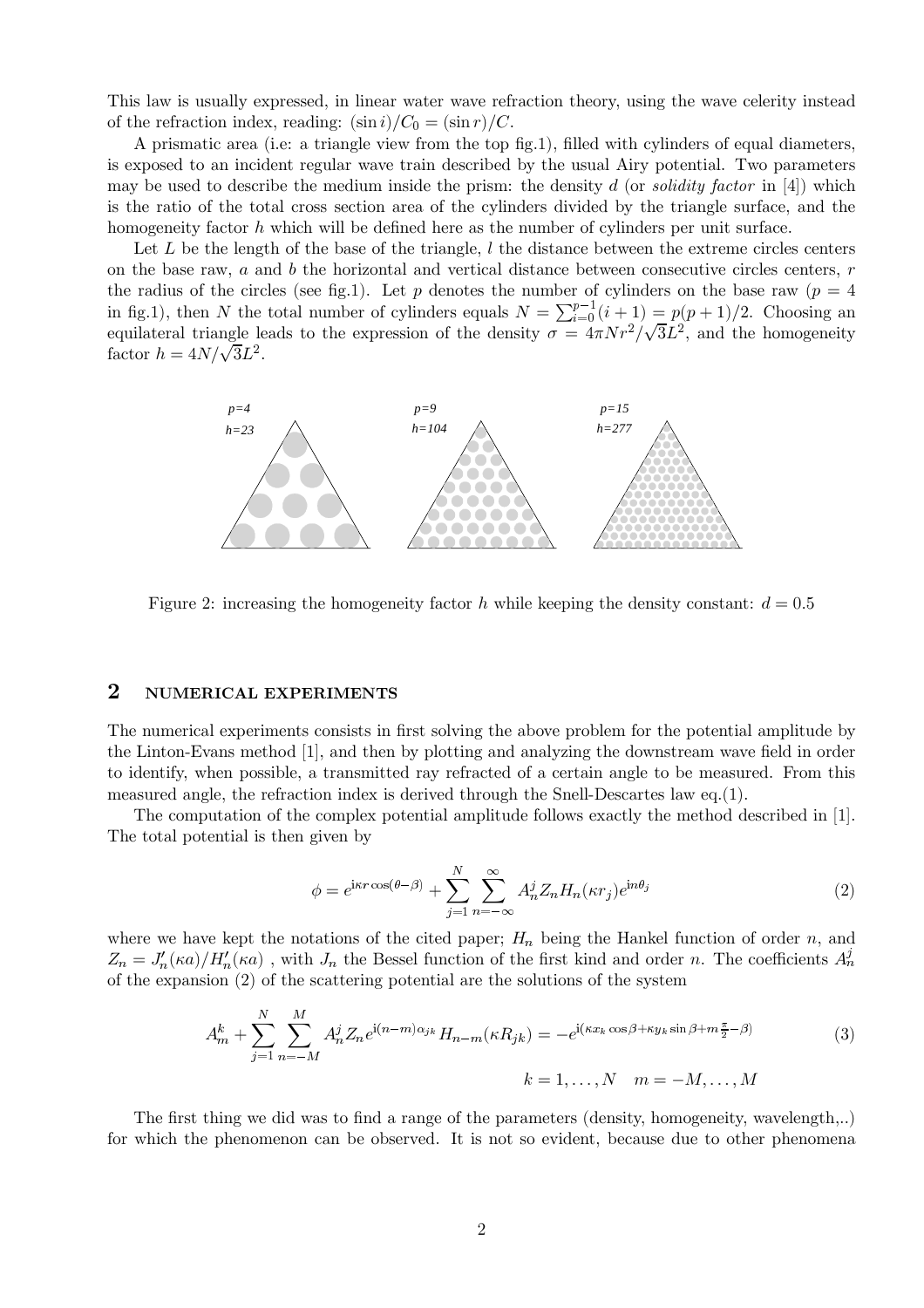This law is usually expressed, in linear water wave refraction theory, using the wave celerity instead of the refraction index, reading: $(\sin i)/C_0 = (\sin r)/C$.

A prismatic area (i.e: a triangle view from the top fig.1), filled with cylinders of equal diameters, is exposed to an incident regular wave train described by the usual Airy potential. Two parameters may be used to describe the medium inside the prism: the density $d$ (or *solidity factor* in [4]) which is the ratio of the total cross section area of the cylinders divided by the triangle surface, and the homogeneity factor $h$ which will be defined here as the number of cylinders per unit surface.

Let $L$ be the length of the base of the triangle, $l$ the distance between the extreme circles centers on the base raw, $a$ and $b$ the horizontal and vertical distance between consecutive circles centers, $r$ the radius of the circles (see fig.1). Let $p$ denotes the number of cylinders on the base raw ($p = 4$ in fig.1), then $N$ the total number of cylinders equals $N = \sum_{i=0}^{p-1}(i+1) = p(p+1)/2$. Choosing an equilateral triangle leads to the expression of the density $\sigma = 4\pi N r^2/\sqrt{3}L^2$, and the homogeneity factor $h = 4N/\sqrt{3}L^2$.

p=4
h=23

p=9
h=104

p=15
h=277

Figure 2: increasing the homogeneity factor $h$ while keeping the density constant: $d = 0.5$

## 2 NUMERICAL EXPERIMENTS

The numerical experiments consists in first solving the above problem for the potential amplitude by the Linton-Evans method [1], and then by plotting and analyzing the downstream wave field in order to identify, when possible, a transmitted ray refracted of a certain angle to be measured. From this measured angle, the refraction index is derived through the Snell-Descartes law eq.(1).

The computation of the complex potential amplitude follows exactly the method described in [1]. The total potential is then given by

$$\phi = e^{\mathrm{i}\kappa r\cos(\theta-\beta)} + \sum_{j=1}^{N}\sum_{n=-\infty}^{\infty} A_n^j Z_n H_n(\kappa r_j) e^{\mathrm{i}n\theta_j} \tag{2}$$

where we have kept the notations of the cited paper; $H_n$ being the Hankel function of order $n$, and $Z_n = J_n'(\kappa a)/H_n'(\kappa a)$ , with $J_n$ the Bessel function of the first kind and order $n$. The coefficients $A_n^j$ of the expansion (2) of the scattering potential are the solutions of the system

$$A_m^k + \sum_{j=1}^{N}\sum_{n=-M}^{M} A_n^j Z_n e^{\mathrm{i}(n-m)\alpha_{jk}} H_{n-m}(\kappa R_{jk}) = -e^{\mathrm{i}(\kappa x_k\cos\beta + \kappa y_k \sin\beta + m\frac{\pi}{2} - \beta)} \tag{3}$$

$$k = 1,\ldots,N \quad m = -M,\ldots,M$$

The first thing we did was to find a range of the parameters (density, homogeneity, wavelength,..) for which the phenomenon can be observed. It is not so evident, because due to other phenomena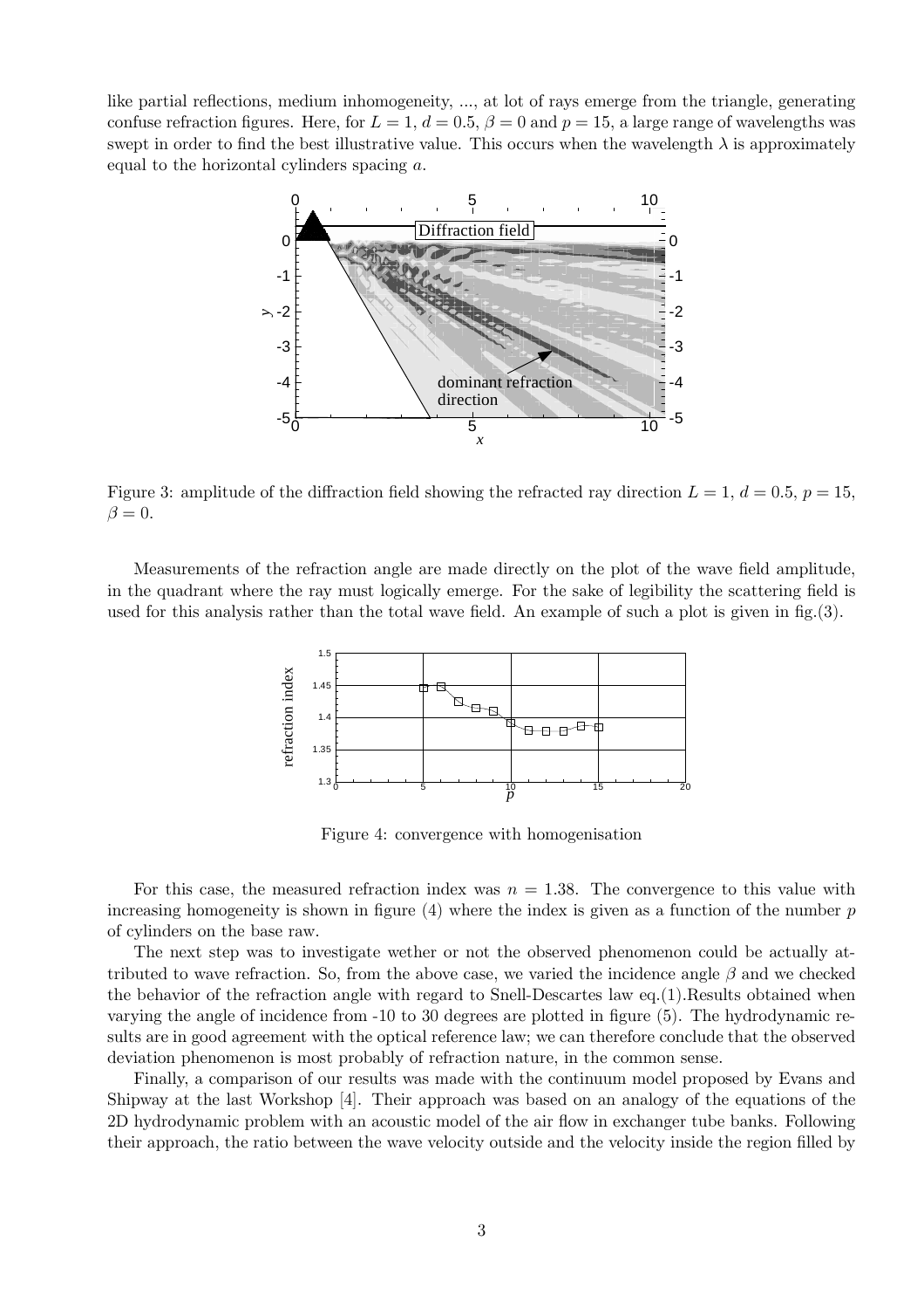like partial reflections, medium inhomogeneity, ..., at lot of rays emerge from the triangle, generating confuse refraction figures. Here, for $L = 1$, $d = 0.5$, $\beta = 0$ and $p = 15$, a large range of wavelengths was swept in order to find the best illustrative value. This occurs when the wavelength $\lambda$ is approximately equal to the horizontal cylinders spacing $a$.

Figure 3: amplitude of the diffraction field showing the refracted ray direction $L = 1$, $d = 0.5$, $p = 15$, $\beta = 0$.

Measurements of the refraction angle are made directly on the plot of the wave field amplitude, in the quadrant where the ray must logically emerge. For the sake of legibility the scattering field is used for this analysis rather than the total wave field. An example of such a plot is given in fig.(3).

Figure 4: convergence with homogenisation

For this case, the measured refraction index was $n = 1.38$. The convergence to this value with increasing homogeneity is shown in figure (4) where the index is given as a function of the number $p$ of cylinders on the base raw.

The next step was to investigate wether or not the observed phenomenon could be actually attributed to wave refraction. So, from the above case, we varied the incidence angle $\beta$ and we checked the behavior of the refraction angle with regard to Snell-Descartes law eq.(1).Results obtained when varying the angle of incidence from -10 to 30 degrees are plotted in figure (5). The hydrodynamic results are in good agreement with the optical reference law; we can therefore conclude that the observed deviation phenomenon is most probably of refraction nature, in the common sense.

Finally, a comparison of our results was made with the continuum model proposed by Evans and Shipway at the last Workshop [4]. Their approach was based on an analogy of the equations of the 2D hydrodynamic problem with an acoustic model of the air flow in exchanger tube banks. Following their approach, the ratio between the wave velocity outside and the velocity inside the region filled by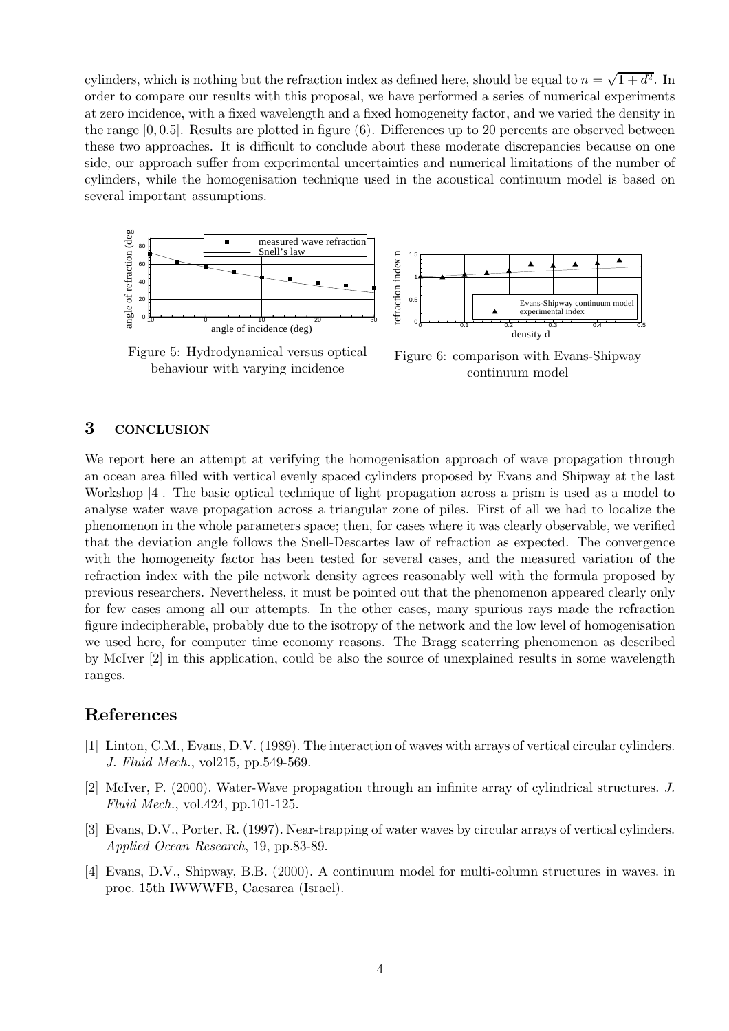cylinders, which is nothing but the refraction index as defined here, should be equal to $n = \sqrt{1+d^2}$. In order to compare our results with this proposal, we have performed a series of numerical experiments at zero incidence, with a fixed wavelength and a fixed homogeneity factor, and we varied the density in the range $[0, 0.5]$. Results are plotted in figure (6). Differences up to 20 percents are observed between these two approaches. It is difficult to conclude about these moderate discrepancies because on one side, our approach suffer from experimental uncertainties and numerical limitations of the number of cylinders, while the homogenisation technique used in the acoustical continuum model is based on several important assumptions.

angle of refraction (deg
80
60
40
20
0
-10
0
10
20
30
angle of incidence (deg)
measured wave refraction
Snell's law

Figure 5: Hydrodynamical versus optical behaviour with varying incidence

refraction index n
1.5
1
0.5
0
0
0.1
0.2
0.3
0.4
0.5
density d
Evans-Shipway continuum model
experimental index

Figure 6: comparison with Evans-Shipway continuum model

## 3 CONCLUSION

We report here an attempt at verifying the homogenisation approach of wave propagation through an ocean area filled with vertical evenly spaced cylinders proposed by Evans and Shipway at the last Workshop [4]. The basic optical technique of light propagation across a prism is used as a model to analyse water wave propagation across a triangular zone of piles. First of all we had to localize the phenomenon in the whole parameters space; then, for cases where it was clearly observable, we verified that the deviation angle follows the Snell-Descartes law of refraction as expected. The convergence with the homogeneity factor has been tested for several cases, and the measured variation of the refraction index with the pile network density agrees reasonably well with the formula proposed by previous researchers. Nevertheless, it must be pointed out that the phenomenon appeared clearly only for few cases among all our attempts. In the other cases, many spurious rays made the refraction figure indecipherable, probably due to the isotropy of the network and the low level of homogenisation we used here, for computer time economy reasons. The Bragg scaterring phenomenon as described by McIver [2] in this application, could be also the source of unexplained results in some wavelength ranges.

## References

[1] Linton, C.M., Evans, D.V. (1989). The interaction of waves with arrays of vertical circular cylinders. *J. Fluid Mech.*, vol215, pp.549-569.

[2] McIver, P. (2000). Water-Wave propagation through an infinite array of cylindrical structures. *J. Fluid Mech.*, vol.424, pp.101-125.

[3] Evans, D.V., Porter, R. (1997). Near-trapping of water waves by circular arrays of vertical cylinders. *Applied Ocean Research*, 19, pp.83-89.

[4] Evans, D.V., Shipway, B.B. (2000). A continuum model for multi-column structures in waves. in proc. 15th IWWWFB, Caesarea (Israel).